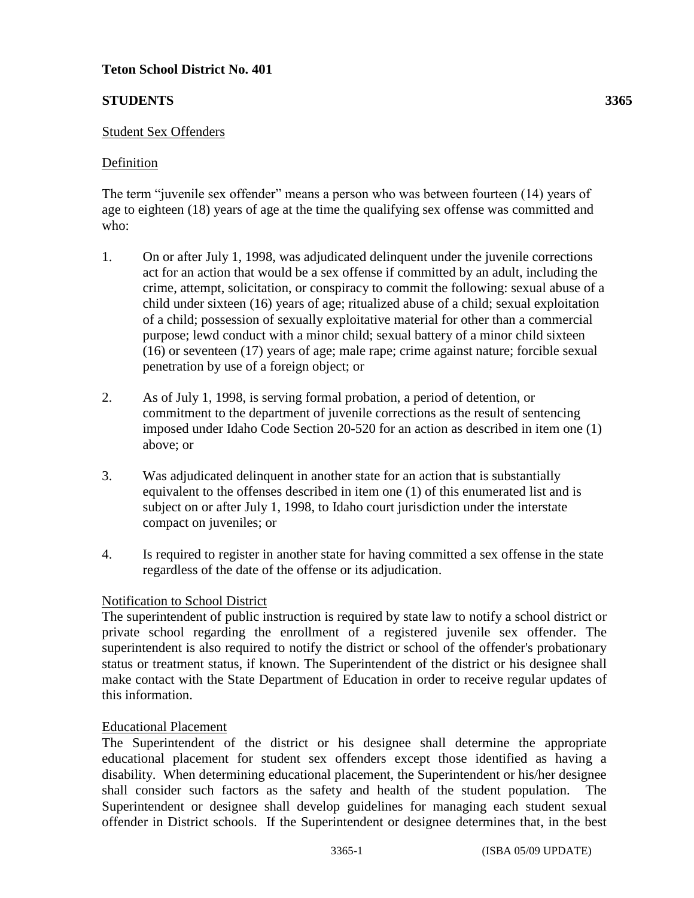**Teton School District No. 401**

**STUDENTS 3365**

Student Sex Offenders

Definition

The term "juvenile sex offender" means a person who was between fourteen (14) years of age to eighteen (18) years of age at the time the qualifying sex offense was committed and who:

1. On or after July 1, 1998, was adjudicated delinquent under the juvenile corrections act for an action that would be a sex offense if committed by an adult, including the crime, attempt, solicitation, or conspiracy to commit the following: sexual abuse of a child under sixteen (16) years of age; ritualized abuse of a child; sexual exploitation of a child; possession of sexually exploitative material for other than a commercial purpose; lewd conduct with a minor child; sexual battery of a minor child sixteen (16) or seventeen (17) years of age; male rape; crime against nature; forcible sexual penetration by use of a foreign object; or

2. As of July 1, 1998, is serving formal probation, a period of detention, or commitment to the department of juvenile corrections as the result of sentencing imposed under Idaho Code Section 20-520 for an action as described in item one (1) above; or

3. Was adjudicated delinquent in another state for an action that is substantially equivalent to the offenses described in item one (1) of this enumerated list and is subject on or after July 1, 1998, to Idaho court jurisdiction under the interstate compact on juveniles; or

4. Is required to register in another state for having committed a sex offense in the state regardless of the date of the offense or its adjudication.

Notification to School District

The superintendent of public instruction is required by state law to notify a school district or private school regarding the enrollment of a registered juvenile sex offender. The superintendent is also required to notify the district or school of the offender's probationary status or treatment status, if known. The Superintendent of the district or his designee shall make contact with the State Department of Education in order to receive regular updates of this information.

Educational Placement

The Superintendent of the district or his designee shall determine the appropriate educational placement for student sex offenders except those identified as having a disability. When determining educational placement, the Superintendent or his/her designee shall consider such factors as the safety and health of the student population. The Superintendent or designee shall develop guidelines for managing each student sexual offender in District schools. If the Superintendent or designee determines that, in the best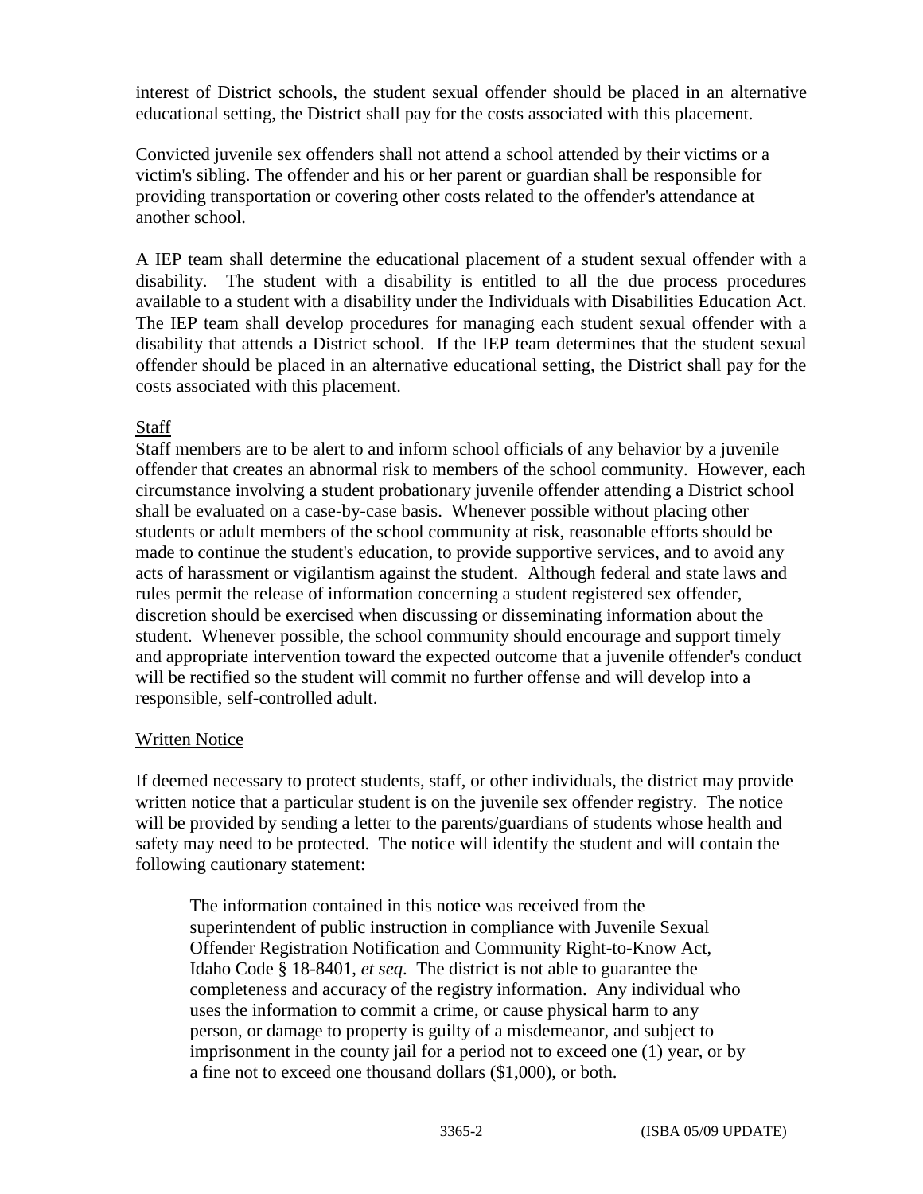interest of District schools, the student sexual offender should be placed in an alternative educational setting, the District shall pay for the costs associated with this placement.

Convicted juvenile sex offenders shall not attend a school attended by their victims or a victim's sibling. The offender and his or her parent or guardian shall be responsible for providing transportation or covering other costs related to the offender's attendance at another school.

A IEP team shall determine the educational placement of a student sexual offender with a disability. The student with a disability is entitled to all the due process procedures available to a student with a disability under the Individuals with Disabilities Education Act. The IEP team shall develop procedures for managing each student sexual offender with a disability that attends a District school. If the IEP team determines that the student sexual offender should be placed in an alternative educational setting, the District shall pay for the costs associated with this placement.

## Staff

Staff members are to be alert to and inform school officials of any behavior by a juvenile offender that creates an abnormal risk to members of the school community. However, each circumstance involving a student probationary juvenile offender attending a District school shall be evaluated on a case-by-case basis. Whenever possible without placing other students or adult members of the school community at risk, reasonable efforts should be made to continue the student's education, to provide supportive services, and to avoid any acts of harassment or vigilantism against the student. Although federal and state laws and rules permit the release of information concerning a student registered sex offender, discretion should be exercised when discussing or disseminating information about the student. Whenever possible, the school community should encourage and support timely and appropriate intervention toward the expected outcome that a juvenile offender's conduct will be rectified so the student will commit no further offense and will develop into a responsible, self-controlled adult.

## Written Notice

If deemed necessary to protect students, staff, or other individuals, the district may provide written notice that a particular student is on the juvenile sex offender registry. The notice will be provided by sending a letter to the parents/guardians of students whose health and safety may need to be protected. The notice will identify the student and will contain the following cautionary statement:

> The information contained in this notice was received from the superintendent of public instruction in compliance with Juvenile Sexual Offender Registration Notification and Community Right-to-Know Act, Idaho Code § 18-8401, *et seq*. The district is not able to guarantee the completeness and accuracy of the registry information. Any individual who uses the information to commit a crime, or cause physical harm to any person, or damage to property is guilty of a misdemeanor, and subject to imprisonment in the county jail for a period not to exceed one (1) year, or by a fine not to exceed one thousand dollars ($1,000), or both.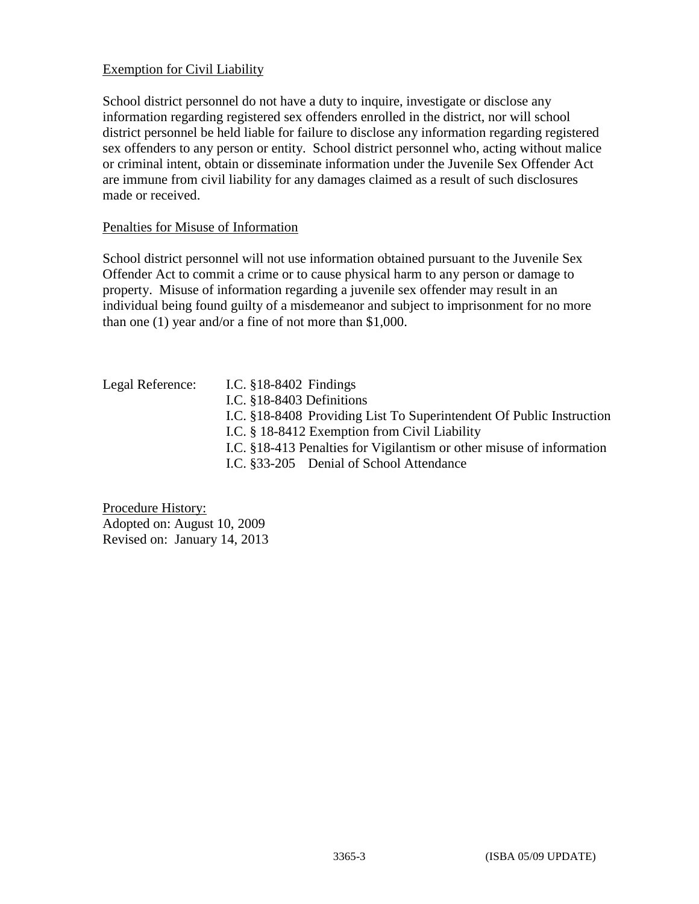Exemption for Civil Liability

School district personnel do not have a duty to inquire, investigate or disclose any information regarding registered sex offenders enrolled in the district, nor will school district personnel be held liable for failure to disclose any information regarding registered sex offenders to any person or entity. School district personnel who, acting without malice or criminal intent, obtain or disseminate information under the Juvenile Sex Offender Act are immune from civil liability for any damages claimed as a result of such disclosures made or received.

Penalties for Misuse of Information

School district personnel will not use information obtained pursuant to the Juvenile Sex Offender Act to commit a crime or to cause physical harm to any person or damage to property. Misuse of information regarding a juvenile sex offender may result in an individual being found guilty of a misdemeanor and subject to imprisonment for no more than one (1) year and/or a fine of not more than $1,000.

Legal Reference:
I.C. §18-8402 Findings
I.C. §18-8403 Definitions
I.C. §18-8408 Providing List To Superintendent Of Public Instruction
I.C. § 18-8412 Exemption from Civil Liability
I.C. §18-413 Penalties for Vigilantism or other misuse of information
I.C. §33-205 Denial of School Attendance

Procedure History:
Adopted on: August 10, 2009
Revised on: January 14, 2013